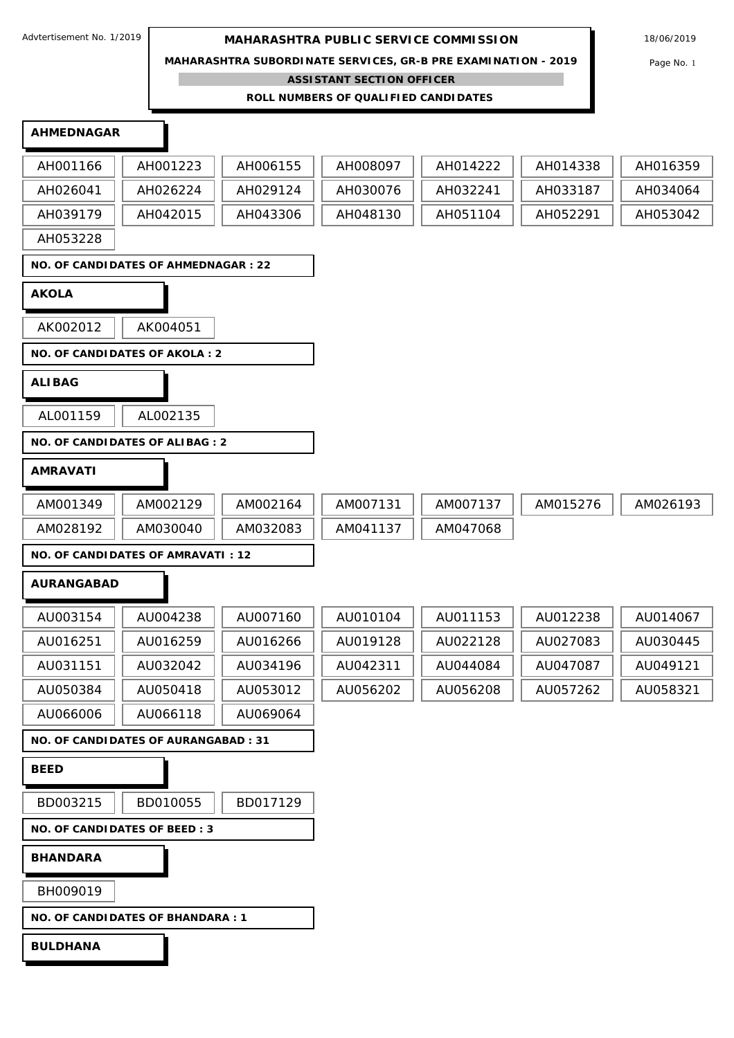Advtertisement No. 1/2019

18/06/2019

# MAHARASHTRA PUBLIC SERVICE COMMISSION

**MAHARASHTRA SUBORDINATE SERVICES, GR-B PRE EXAMINATION - 2019**

**ASSISTANT SECTION OFFICER**

**ROLL NUMBERS OF QUALIFIED CANDIDATES**

## AHMEDNAGAR

| | | | | | | |
|---|---|---|---|---|---|---|
| AH001166 | AH001223 | AH006155 | AH008097 | AH014222 | AH014338 | AH016359 |
| AH026041 | AH026224 | AH029124 | AH030076 | AH032241 | AH033187 | AH034064 |
| AH039179 | AH042015 | AH043306 | AH048130 | AH051104 | AH052291 | AH053042 |
| AH053228 | | | | | | |

**NO. OF CANDIDATES OF AHMEDNAGAR : 22**

## AKOLA

| | |
|---|---|
| AK002012 | AK004051 |

**NO. OF CANDIDATES OF AKOLA : 2**

## ALIBAG

| | |
|---|---|
| AL001159 | AL002135 |

**NO. OF CANDIDATES OF ALIBAG : 2**

## AMRAVATI

| | | | | | | |
|---|---|---|---|---|---|---|
| AM001349 | AM002129 | AM002164 | AM007131 | AM007137 | AM015276 | AM026193 |
| AM028192 | AM030040 | AM032083 | AM041137 | AM047068 | | |

**NO. OF CANDIDATES OF AMRAVATI : 12**

## AURANGABAD

| | | | | | | |
|---|---|---|---|---|---|---|
| AU003154 | AU004238 | AU007160 | AU010104 | AU011153 | AU012238 | AU014067 |
| AU016251 | AU016259 | AU016266 | AU019128 | AU022128 | AU027083 | AU030445 |
| AU031151 | AU032042 | AU034196 | AU042311 | AU044084 | AU047087 | AU049121 |
| AU050384 | AU050418 | AU053012 | AU056202 | AU056208 | AU057262 | AU058321 |
| AU066006 | AU066118 | AU069064 | | | | |

**NO. OF CANDIDATES OF AURANGABAD : 31**

## BEED

| | | |
|---|---|---|
| BD003215 | BD010055 | BD017129 |

**NO. OF CANDIDATES OF BEED : 3**

## BHANDARA

| |
|---|
| BH009019 |

**NO. OF CANDIDATES OF BHANDARA : 1**

## BULDHANA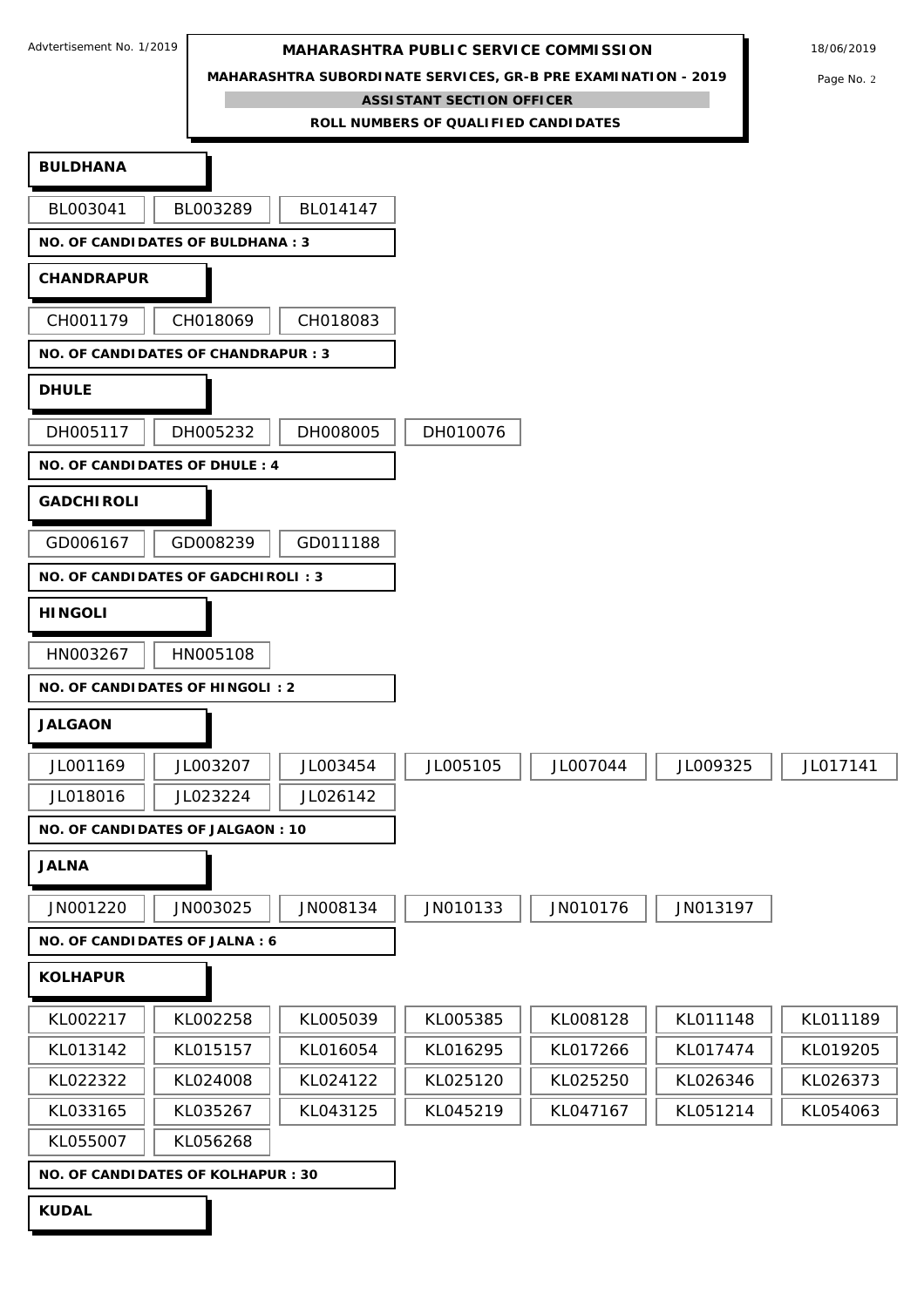## BULDHANA

| | | |
|---|---|---|
| BL003041 | BL003289 | BL014147 |

**NO. OF CANDIDATES OF BULDHANA : 3**

## CHANDRAPUR

| | | |
|---|---|---|
| CH001179 | CH018069 | CH018083 |

**NO. OF CANDIDATES OF CHANDRAPUR : 3**

## DHULE

| | | | |
|---|---|---|---|
| DH005117 | DH005232 | DH008005 | DH010076 |

**NO. OF CANDIDATES OF DHULE : 4**

## GADCHIROLI

| | | |
|---|---|---|
| GD006167 | GD008239 | GD011188 |

**NO. OF CANDIDATES OF GADCHIROLI : 3**

## HINGOLI

| | |
|---|---|
| HN003267 | HN005108 |

**NO. OF CANDIDATES OF HINGOLI : 2**

## JALGAON

| | | | | | | |
|---|---|---|---|---|---|---|
| JL001169 | JL003207 | JL003454 | JL005105 | JL007044 | JL009325 | JL017141 |
| JL018016 | JL023224 | JL026142 | | | | |

**NO. OF CANDIDATES OF JALGAON : 10**

## JALNA

| | | | | | |
|---|---|---|---|---|---|
| JN001220 | JN003025 | JN008134 | JN010133 | JN010176 | JN013197 |

**NO. OF CANDIDATES OF JALNA : 6**

## KOLHAPUR

| | | | | | | |
|---|---|---|---|---|---|---|
| KL002217 | KL002258 | KL005039 | KL005385 | KL008128 | KL011148 | KL011189 |
| KL013142 | KL015157 | KL016054 | KL016295 | KL017266 | KL017474 | KL019205 |
| KL022322 | KL024008 | KL024122 | KL025120 | KL025250 | KL026346 | KL026373 |
| KL033165 | KL035267 | KL043125 | KL045219 | KL047167 | KL051214 | KL054063 |
| KL055007 | KL056268 | | | | | |

**NO. OF CANDIDATES OF KOLHAPUR : 30**

## KUDAL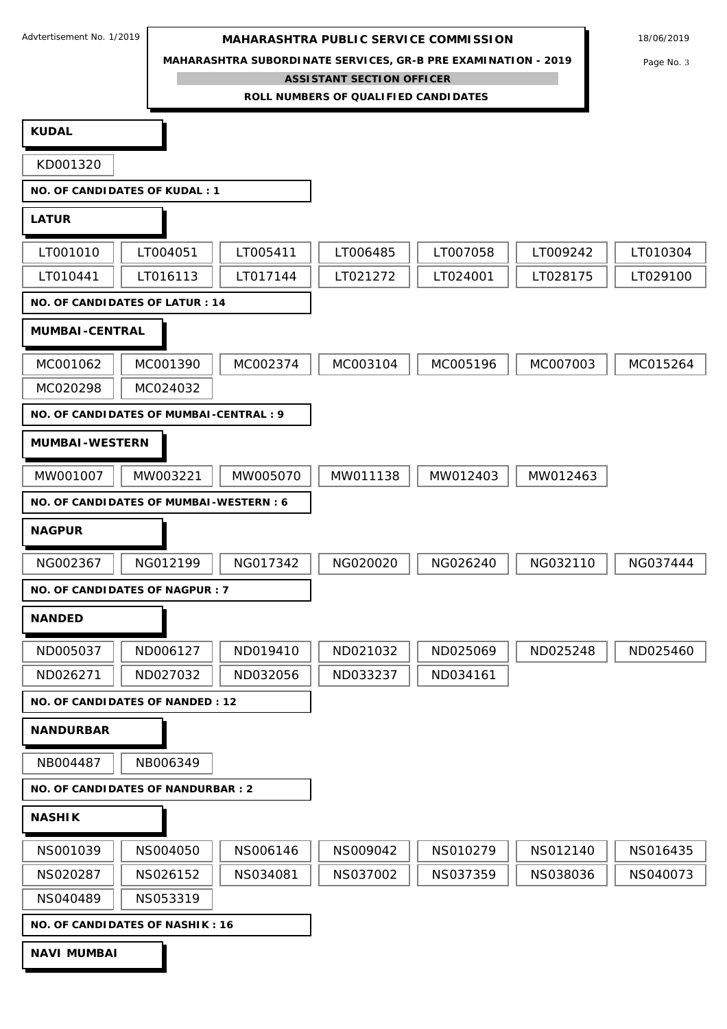## KUDAL

| | | | | | | |
|---|---|---|---|---|---|---|
| KD001320 | | | | | | |

**NO. OF CANDIDATES OF KUDAL : 1**

## LATUR

| | | | | | | |
|---|---|---|---|---|---|---|
| LT001010 | LT004051 | LT005411 | LT006485 | LT007058 | LT009242 | LT010304 |
| LT010441 | LT016113 | LT017144 | LT021272 | LT024001 | LT028175 | LT029100 |

**NO. OF CANDIDATES OF LATUR : 14**

## MUMBAI-CENTRAL

| | | | | | | |
|---|---|---|---|---|---|---|
| MC001062 | MC001390 | MC002374 | MC003104 | MC005196 | MC007003 | MC015264 |
| MC020298 | MC024032 | | | | | |

**NO. OF CANDIDATES OF MUMBAI-CENTRAL : 9**

## MUMBAI-WESTERN

| | | | | | | |
|---|---|---|---|---|---|---|
| MW001007 | MW003221 | MW005070 | MW011138 | MW012403 | MW012463 | |

**NO. OF CANDIDATES OF MUMBAI-WESTERN : 6**

## NAGPUR

| | | | | | | |
|---|---|---|---|---|---|---|
| NG002367 | NG012199 | NG017342 | NG020020 | NG026240 | NG032110 | NG037444 |

**NO. OF CANDIDATES OF NAGPUR : 7**

## NANDED

| | | | | | | |
|---|---|---|---|---|---|---|
| ND005037 | ND006127 | ND019410 | ND021032 | ND025069 | ND025248 | ND025460 |
| ND026271 | ND027032 | ND032056 | ND033237 | ND034161 | | |

**NO. OF CANDIDATES OF NANDED : 12**

## NANDURBAR

| | | | | | | |
|---|---|---|---|---|---|---|
| NB004487 | NB006349 | | | | | |

**NO. OF CANDIDATES OF NANDURBAR : 2**

## NASHIK

| | | | | | | |
|---|---|---|---|---|---|---|
| NS001039 | NS004050 | NS006146 | NS009042 | NS010279 | NS012140 | NS016435 |
| NS020287 | NS026152 | NS034081 | NS037002 | NS037359 | NS038036 | NS040073 |
| NS040489 | NS053319 | | | | | |

**NO. OF CANDIDATES OF NASHIK : 16**

## NAVI MUMBAI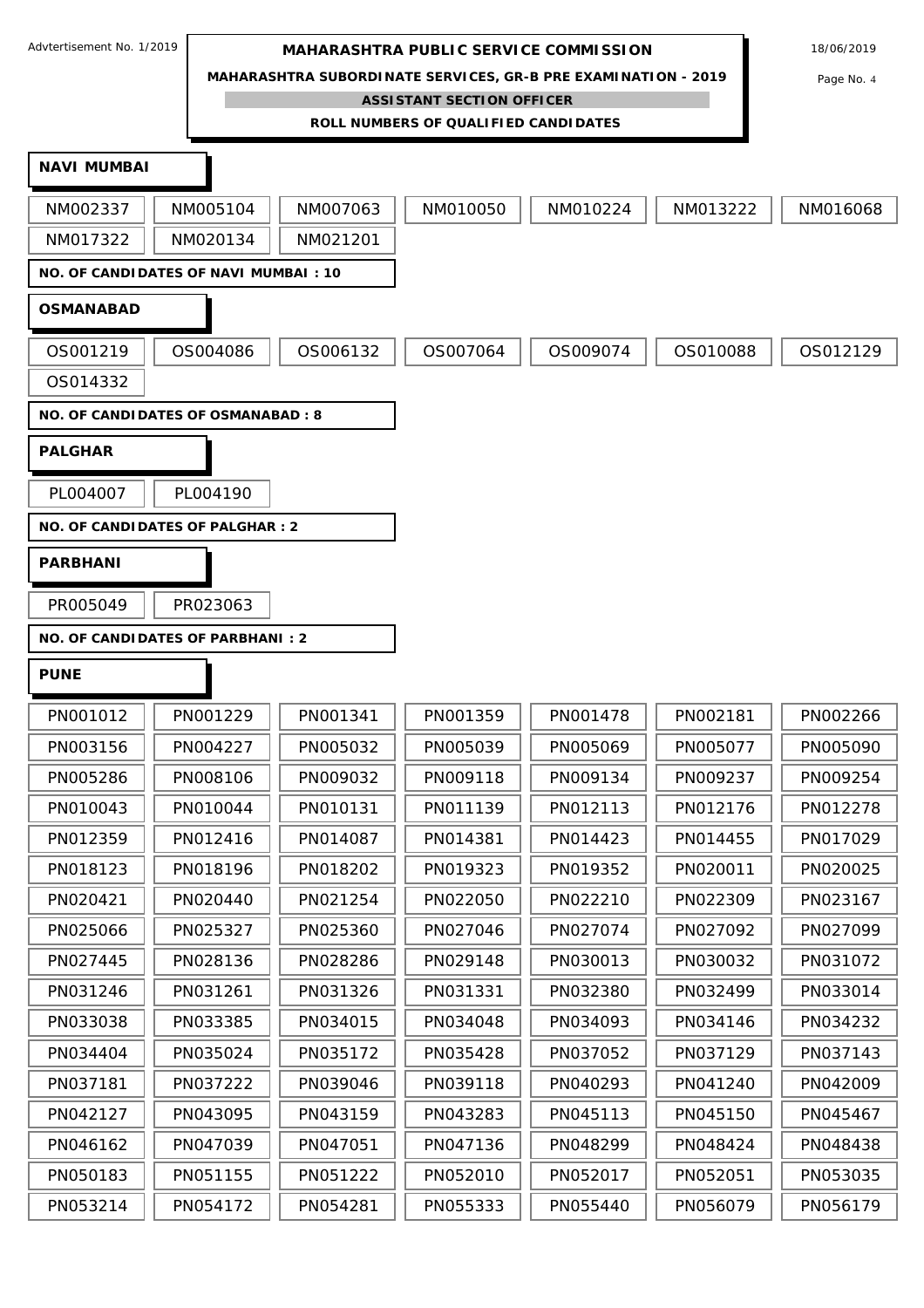## NAVI MUMBAI

| | | | | | | |
|---|---|---|---|---|---|---|
| NM002337 | NM005104 | NM007063 | NM010050 | NM010224 | NM013222 | NM016068 |
| NM017322 | NM020134 | NM021201 | | | | |

**NO. OF CANDIDATES OF NAVI MUMBAI : 10**

## OSMANABAD

| | | | | | | |
|---|---|---|---|---|---|---|
| OS001219 | OS004086 | OS006132 | OS007064 | OS009074 | OS010088 | OS012129 |
| OS014332 | | | | | | |

**NO. OF CANDIDATES OF OSMANABAD : 8**

## PALGHAR

| | |
|---|---|
| PL004007 | PL004190 |

**NO. OF CANDIDATES OF PALGHAR : 2**

## PARBHANI

| | |
|---|---|
| PR005049 | PR023063 |

**NO. OF CANDIDATES OF PARBHANI : 2**

## PUNE

| | | | | | | |
|---|---|---|---|---|---|---|
| PN001012 | PN001229 | PN001341 | PN001359 | PN001478 | PN002181 | PN002266 |
| PN003156 | PN004227 | PN005032 | PN005039 | PN005069 | PN005077 | PN005090 |
| PN005286 | PN008106 | PN009032 | PN009118 | PN009134 | PN009237 | PN009254 |
| PN010043 | PN010044 | PN010131 | PN011139 | PN012113 | PN012176 | PN012278 |
| PN012359 | PN012416 | PN014087 | PN014381 | PN014423 | PN014455 | PN017029 |
| PN018123 | PN018196 | PN018202 | PN019323 | PN019352 | PN020011 | PN020025 |
| PN020421 | PN020440 | PN021254 | PN022050 | PN022210 | PN022309 | PN023167 |
| PN025066 | PN025327 | PN025360 | PN027046 | PN027074 | PN027092 | PN027099 |
| PN027445 | PN028136 | PN028286 | PN029148 | PN030013 | PN030032 | PN031072 |
| PN031246 | PN031261 | PN031326 | PN031331 | PN032380 | PN032499 | PN033014 |
| PN033038 | PN033385 | PN034015 | PN034048 | PN034093 | PN034146 | PN034232 |
| PN034404 | PN035024 | PN035172 | PN035428 | PN037052 | PN037129 | PN037143 |
| PN037181 | PN037222 | PN039046 | PN039118 | PN040293 | PN041240 | PN042009 |
| PN042127 | PN043095 | PN043159 | PN043283 | PN045113 | PN045150 | PN045467 |
| PN046162 | PN047039 | PN047051 | PN047136 | PN048299 | PN048424 | PN048438 |
| PN050183 | PN051155 | PN051222 | PN052010 | PN052017 | PN052051 | PN053035 |
| PN053214 | PN054172 | PN054281 | PN055333 | PN055440 | PN056079 | PN056179 |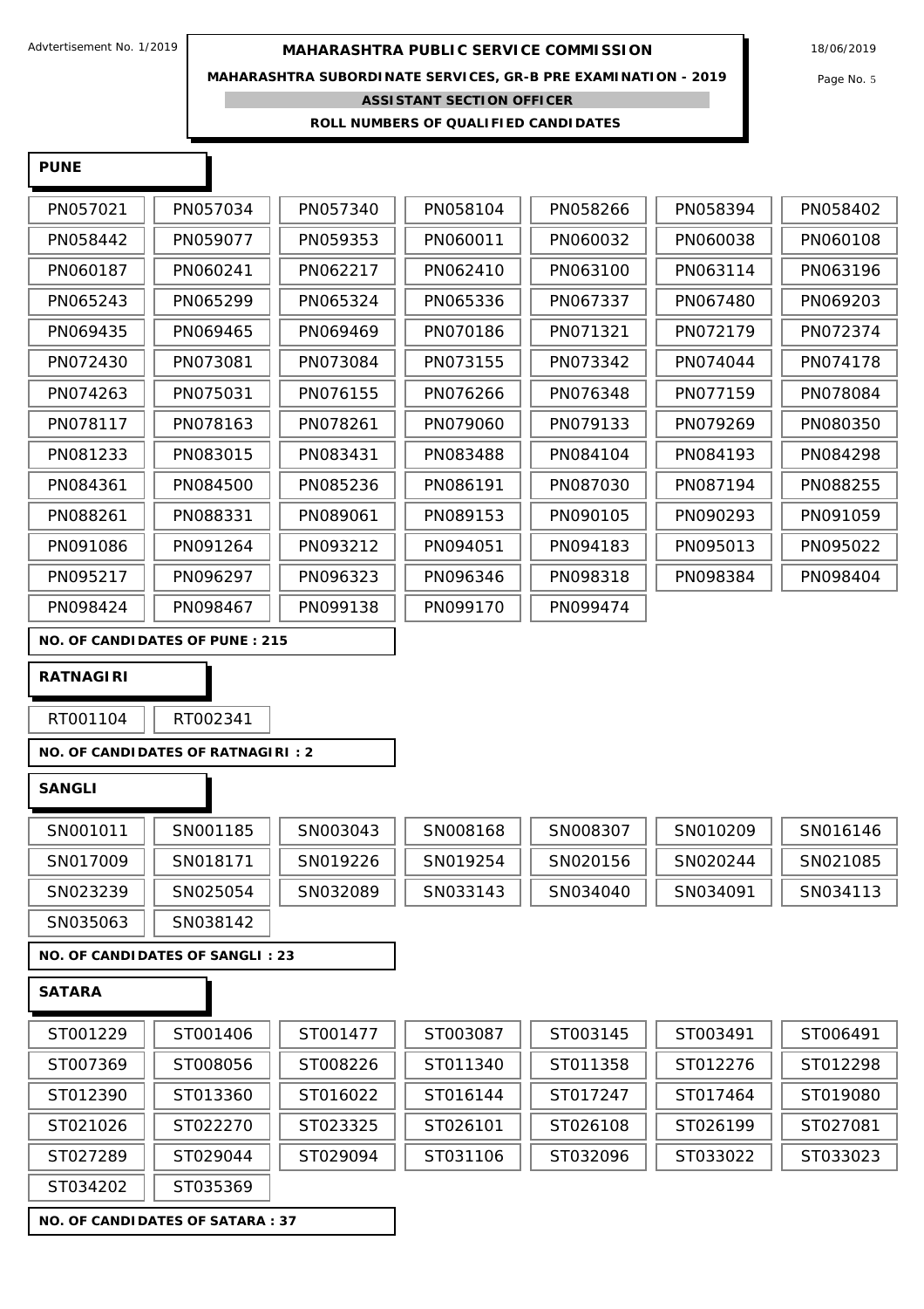Advtertisement No. 1/2019

**MAHARASHTRA PUBLIC SERVICE COMMISSION**

18/06/2019

**MAHARASHTRA SUBORDINATE SERVICES, GR-B PRE EXAMINATION - 2019**

**ASSISTANT SECTION OFFICER**

**ROLL NUMBERS OF QUALIFIED CANDIDATES**

**PUNE**

| | | | | | | |
|---|---|---|---|---|---|---|
| PN057021 | PN057034 | PN057340 | PN058104 | PN058266 | PN058394 | PN058402 |
| PN058442 | PN059077 | PN059353 | PN060011 | PN060032 | PN060038 | PN060108 |
| PN060187 | PN060241 | PN062217 | PN062410 | PN063100 | PN063114 | PN063196 |
| PN065243 | PN065299 | PN065324 | PN065336 | PN067337 | PN067480 | PN069203 |
| PN069435 | PN069465 | PN069469 | PN070186 | PN071321 | PN072179 | PN072374 |
| PN072430 | PN073081 | PN073084 | PN073155 | PN073342 | PN074044 | PN074178 |
| PN074263 | PN075031 | PN076155 | PN076266 | PN076348 | PN077159 | PN078084 |
| PN078117 | PN078163 | PN078261 | PN079060 | PN079133 | PN079269 | PN080350 |
| PN081233 | PN083015 | PN083431 | PN083488 | PN084104 | PN084193 | PN084298 |
| PN084361 | PN084500 | PN085236 | PN086191 | PN087030 | PN087194 | PN088255 |
| PN088261 | PN088331 | PN089061 | PN089153 | PN090105 | PN090293 | PN091059 |
| PN091086 | PN091264 | PN093212 | PN094051 | PN094183 | PN095013 | PN095022 |
| PN095217 | PN096297 | PN096323 | PN096346 | PN098318 | PN098384 | PN098404 |
| PN098424 | PN098467 | PN099138 | PN099170 | PN099474 | | |

**NO. OF CANDIDATES OF PUNE : 215**

**RATNAGIRI**

| | |
|---|---|
| RT001104 | RT002341 |

**NO. OF CANDIDATES OF RATNAGIRI : 2**

**SANGLI**

| | | | | | | |
|---|---|---|---|---|---|---|
| SN001011 | SN001185 | SN003043 | SN008168 | SN008307 | SN010209 | SN016146 |
| SN017009 | SN018171 | SN019226 | SN019254 | SN020156 | SN020244 | SN021085 |
| SN023239 | SN025054 | SN032089 | SN033143 | SN034040 | SN034091 | SN034113 |
| SN035063 | SN038142 | | | | | |

**NO. OF CANDIDATES OF SANGLI : 23**

**SATARA**

| | | | | | | |
|---|---|---|---|---|---|---|
| ST001229 | ST001406 | ST001477 | ST003087 | ST003145 | ST003491 | ST006491 |
| ST007369 | ST008056 | ST008226 | ST011340 | ST011358 | ST012276 | ST012298 |
| ST012390 | ST013360 | ST016022 | ST016144 | ST017247 | ST017464 | ST019080 |
| ST021026 | ST022270 | ST023325 | ST026101 | ST026108 | ST026199 | ST027081 |
| ST027289 | ST029044 | ST029094 | ST031106 | ST032096 | ST033022 | ST033023 |
| ST034202 | ST035369 | | | | | |

**NO. OF CANDIDATES OF SATARA : 37**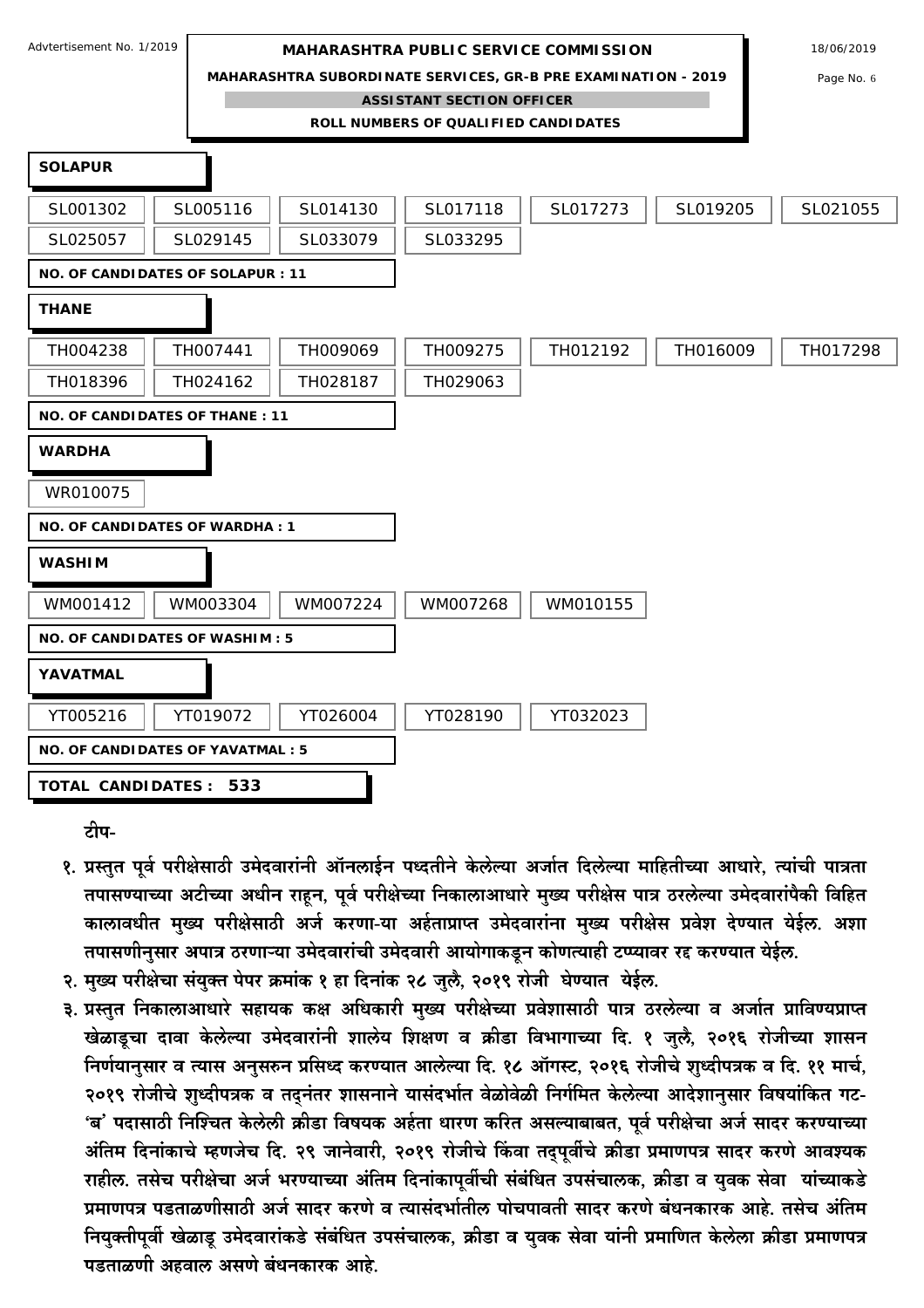## SOLAPUR

| | | | | | | |
|---|---|---|---|---|---|---|
| SL001302 | SL005116 | SL014130 | SL017118 | SL017273 | SL019205 | SL021055 |
| SL025057 | SL029145 | SL033079 | SL033295 | | | |

**NO. OF CANDIDATES OF SOLAPUR : 11**

## THANE

| | | | | | | |
|---|---|---|---|---|---|---|
| TH004238 | TH007441 | TH009069 | TH009275 | TH012192 | TH016009 | TH017298 |
| TH018396 | TH024162 | TH028187 | TH029063 | | | |

**NO. OF CANDIDATES OF THANE : 11**

## WARDHA

| |
|---|
| WR010075 |

**NO. OF CANDIDATES OF WARDHA : 1**

## WASHIM

| | | | | |
|---|---|---|---|---|
| WM001412 | WM003304 | WM007224 | WM007268 | WM010155 |

**NO. OF CANDIDATES OF WASHIM : 5**

## YAVATMAL

| | | | | |
|---|---|---|---|---|
| YT005216 | YT019072 | YT026004 | YT028190 | YT032023 |

**NO. OF CANDIDATES OF YAVATMAL : 5**

**TOTAL CANDIDATES : 533**

**टीप-**

**१. प्रस्तुत पूर्व परीक्षेसाठी उमेदवारांनी ऑनलाईन पध्दतीने केलेल्या अर्जात दिलेल्या माहितीच्या आधारे, त्यांची पात्रता तपासण्याच्या अटीच्या अधीन राहून, पूर्व परीक्षेच्या निकालाआधारे मुख्य परीक्षेस पात्र ठरलेल्या उमेदवारांपैकी विहित कालावधीत मुख्य परीक्षेसाठी अर्ज करणा-या अर्हताप्राप्त उमेदवारांना मुख्य परीक्षेस प्रवेश देण्यात येईल. अशा तपासणीनुसार अपात्र ठरणाऱ्या उमेदवारांची उमेदवारी आयोगाकडून कोणत्याही टप्प्यावर रद्द करण्यात येईल.**

**२. मुख्य परीक्षेचा संयुक्त पेपर क्रमांक १ हा दिनांक २८ जुलै, २०१९ रोजी घेण्यात येईल.**

**३. प्रस्तुत निकालाआधारे सहायक कक्ष अधिकारी मुख्य परीक्षेच्या प्रवेशासाठी पात्र ठरलेल्या व अर्जात प्राविण्यप्राप्त खेळाडूचा दावा केलेल्या उमेदवारांनी शालेय शिक्षण व क्रीडा विभागाच्या दि. १ जुलै, २०१६ रोजीच्या शासन निर्णयानुसार व त्यास अनुसरुन प्रसिध्द करण्यात आलेल्या दि. १८ ऑगस्ट, २०१६ रोजीचे शुध्दीपत्रक व दि. ११ मार्च, २०१९ रोजीचे शुध्दीपत्रक व तद्नंतर शासनाने यासंदर्भात वेळोवेळी निर्गमित केलेल्या आदेशानुसार विषयांकित गट-'ब' पदासाठी निश्चित केलेली क्रीडा विषयक अर्हता धारण करित असल्याबाबत, पूर्व परीक्षेचा अर्ज सादर करण्याच्या अंतिम दिनांकाचे म्हणजेच दि. २९ जानेवारी, २०१९ रोजीचे किंवा तद्पूर्वीचे क्रीडा प्रमाणपत्र सादर करणे आवश्यक राहील. तसेच परीक्षेचा अर्ज भरण्याच्या अंतिम दिनांकापूर्वीची संबंधित उपसंचालक, क्रीडा व युवक सेवा यांच्याकडे प्रमाणपत्र पडताळणीसाठी अर्ज सादर करणे व त्यासंदर्भातील पोचपावती सादर करणे बंधनकारक आहे. तसेच अंतिम नियुक्तीपूर्वी खेळाडू उमेदवारांकडे संबंधित उपसंचालक, क्रीडा व युवक सेवा यांनी प्रमाणित केलेला क्रीडा प्रमाणपत्र पडताळणी अहवाल असणे बंधनकारक आहे.**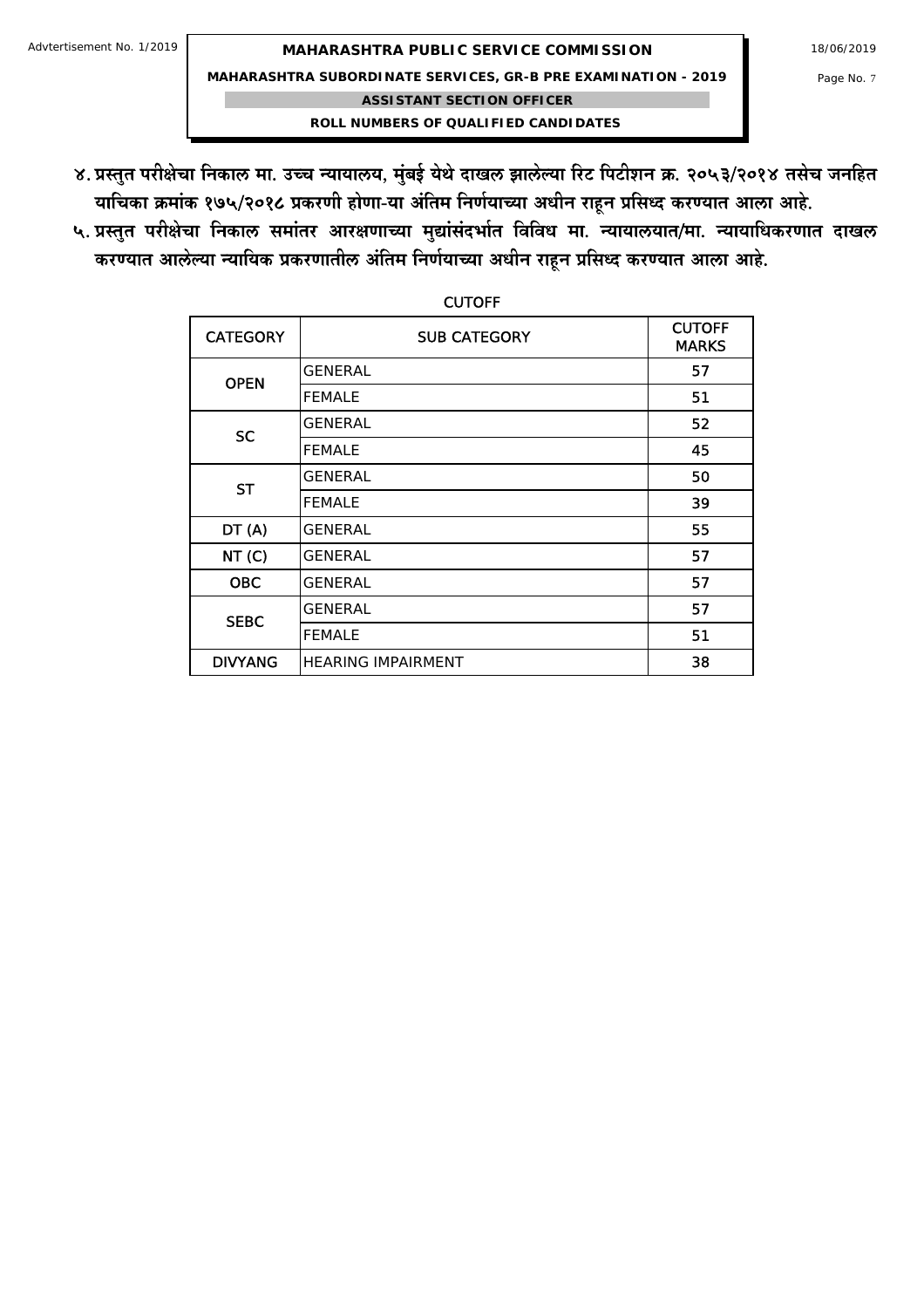४. प्रस्तुत परीक्षेचा निकाल मा. उच्च न्यायालय, मुंबई येथे दाखल झालेल्या रिट पिटीशन क्र. २०५३/२०१४ तसेच जनहित याचिका क्रमांक १७५/२०१८ प्रकरणी होणा-या अंतिम निर्णयाच्या अधीन राहून प्रसिध्द करण्यात आला आहे.

५. प्रस्तुत परीक्षेचा निकाल समांतर आरक्षणाच्या मुद्यांसंदर्भात विविध मा. न्यायालयात/मा. न्यायाधिकरणात दाखल करण्यात आलेल्या न्यायिक प्रकरणातील अंतिम निर्णयाच्या अधीन राहून प्रसिध्द करण्यात आला आहे.

CUTOFF

| CATEGORY | SUB CATEGORY | CUTOFF MARKS |
|---|---|---|
| OPEN | GENERAL | 57 |
| | FEMALE | 51 |
| SC | GENERAL | 52 |
| | FEMALE | 45 |
| ST | GENERAL | 50 |
| | FEMALE | 39 |
| DT (A) | GENERAL | 55 |
| NT (C) | GENERAL | 57 |
| OBC | GENERAL | 57 |
| SEBC | GENERAL | 57 |
| | FEMALE | 51 |
| DIVYANG | HEARING IMPAIRMENT | 38 |